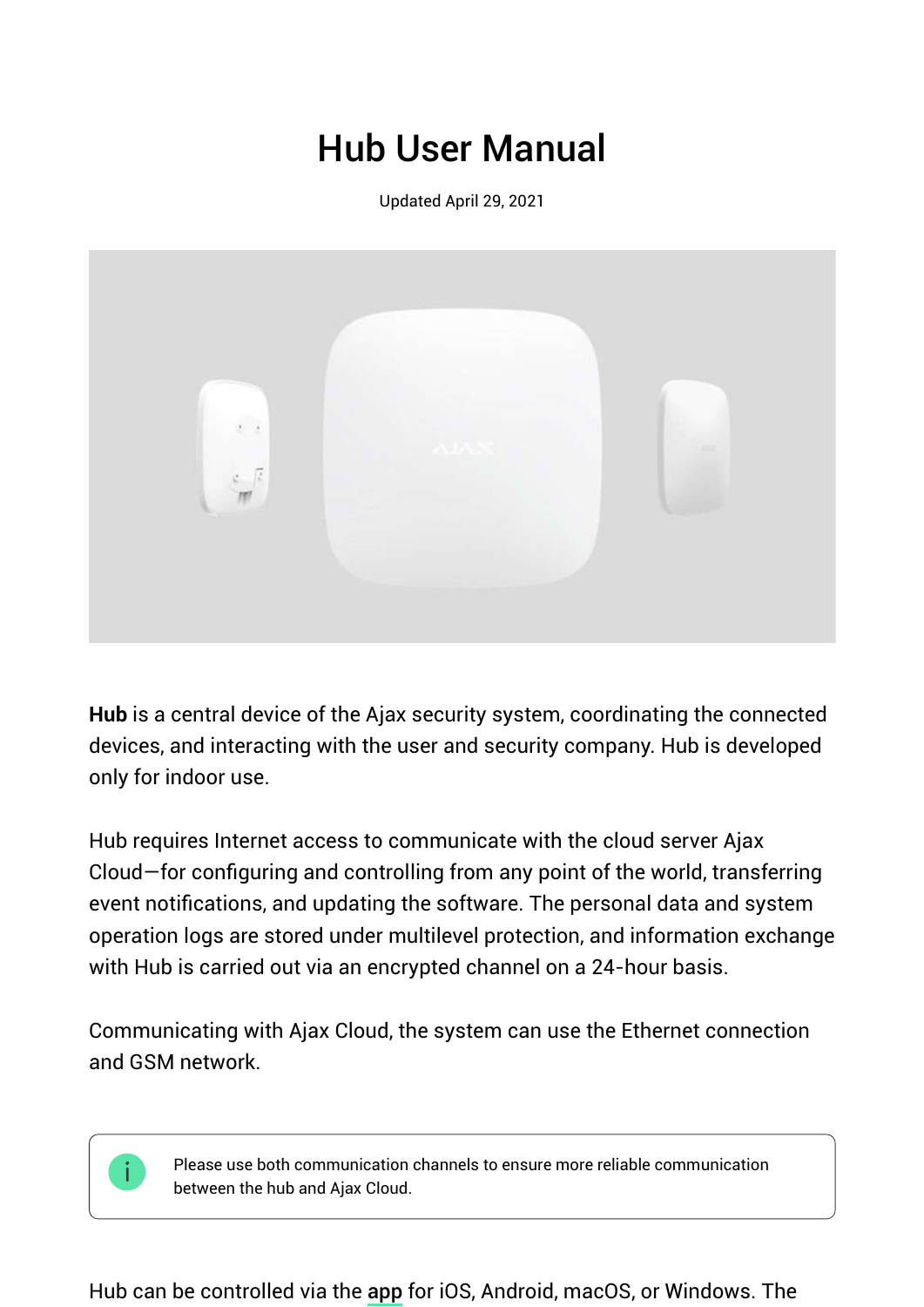# Hub User Manual

Updated April 29, 2021

**Hub** is a central device of the Ajax security system, coordinating the connected devices, and interacting with the user and security company. Hub is developed only for indoor use.

Hub requires Internet access to communicate with the cloud server Ajax Cloud—for configuring and controlling from any point of the world, transferring event notifications, and updating the software. The personal data and system operation logs are stored under multilevel protection, and information exchange with Hub is carried out via an encrypted channel on a 24-hour basis.

Communicating with Ajax Cloud, the system can use the Ethernet connection and GSM network.

> Please use both communication channels to ensure more reliable communication between the hub and Ajax Cloud.

Hub can be controlled via the app for iOS, Android, macOS, or Windows. The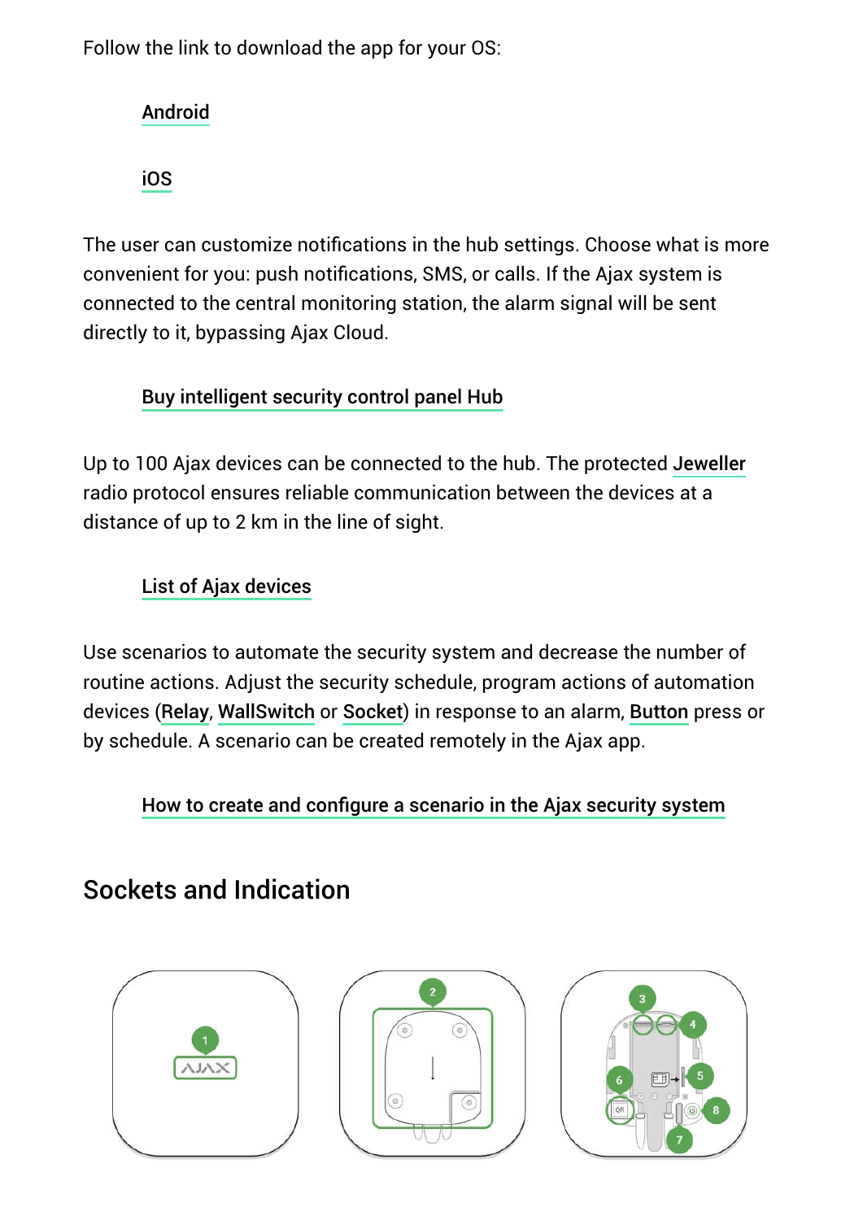Follow the link to download the app for your OS:

Android

iOS

The user can customize notifications in the hub settings. Choose what is more convenient for you: push notifications, SMS, or calls. If the Ajax system is connected to the central monitoring station, the alarm signal will be sent directly to it, bypassing Ajax Cloud.

Buy intelligent security control panel Hub

Up to 100 Ajax devices can be connected to the hub. The protected Jeweller radio protocol ensures reliable communication between the devices at a distance of up to 2 km in the line of sight.

List of Ajax devices

Use scenarios to automate the security system and decrease the number of routine actions. Adjust the security schedule, program actions of automation devices (Relay, WallSwitch or Socket) in response to an alarm, Button press or by schedule. A scenario can be created remotely in the Ajax app.

How to create and configure a scenario in the Ajax security system

## Sockets and Indication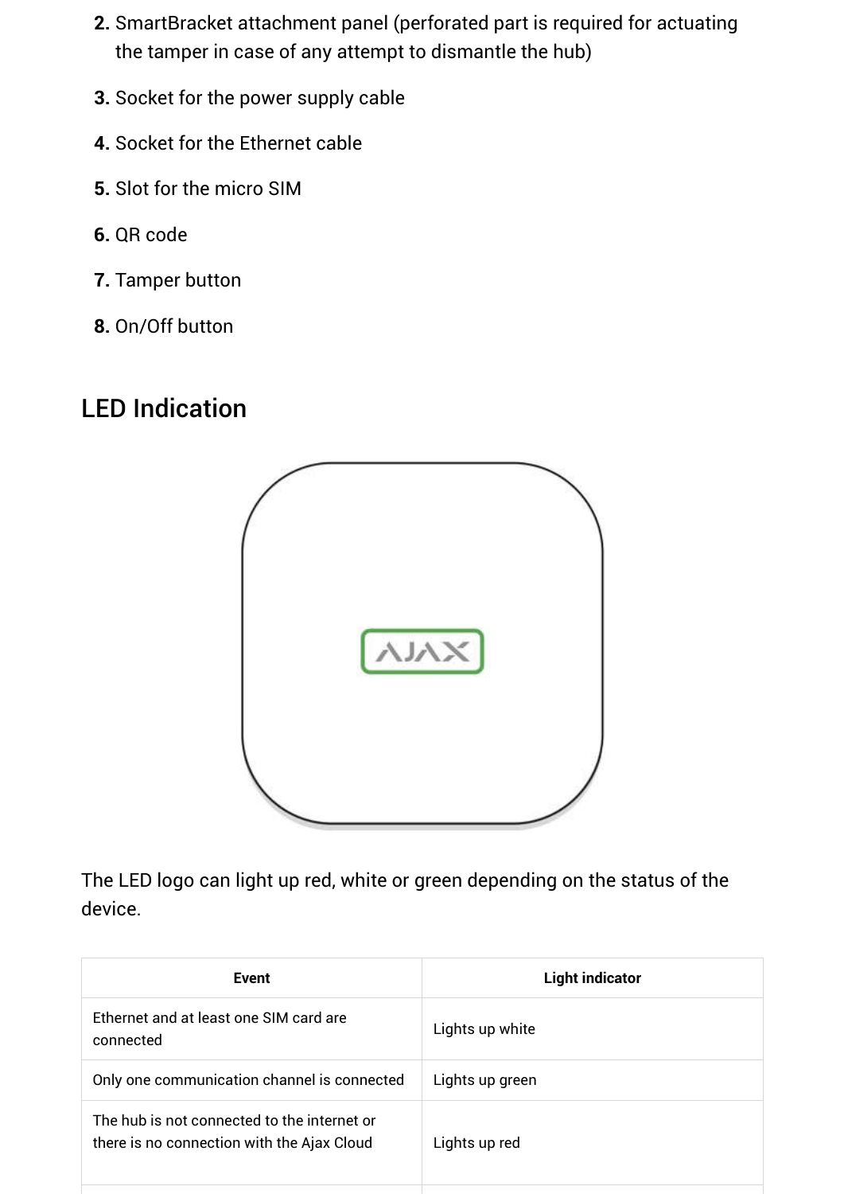2. SmartBracket attachment panel (perforated part is required for actuating the tamper in case of any attempt to dismantle the hub)
3. Socket for the power supply cable
4. Socket for the Ethernet cable
5. Slot for the micro SIM
6. QR code
7. Tamper button
8. On/Off button

## LED Indication

The LED logo can light up red, white or green depending on the status of the device.

| Event | Light indicator |
| --- | --- |
| Ethernet and at least one SIM card are connected | Lights up white |
| Only one communication channel is connected | Lights up green |
| The hub is not connected to the internet or there is no connection with the Ajax Cloud | Lights up red |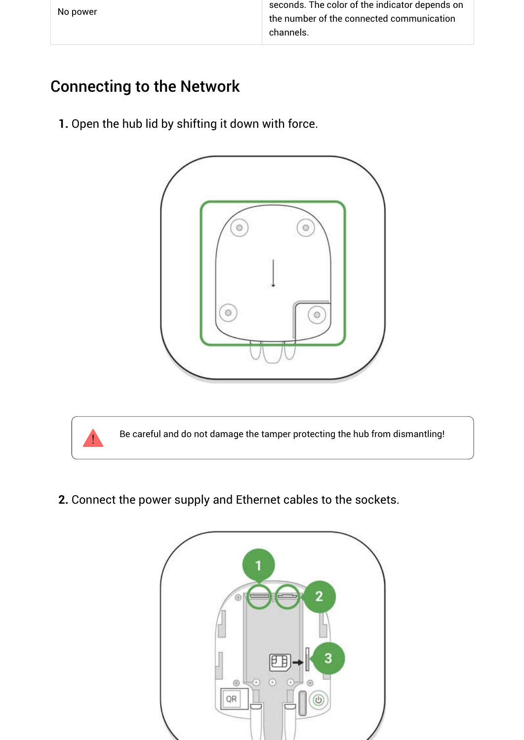| No power | seconds. The color of the indicator depends on the number of the connected communication channels. |
|---|---|

## Connecting to the Network

1. Open the hub lid by shifting it down with force.

> Be careful and do not damage the tamper protecting the hub from dismantling!

2. Connect the power supply and Ethernet cables to the sockets.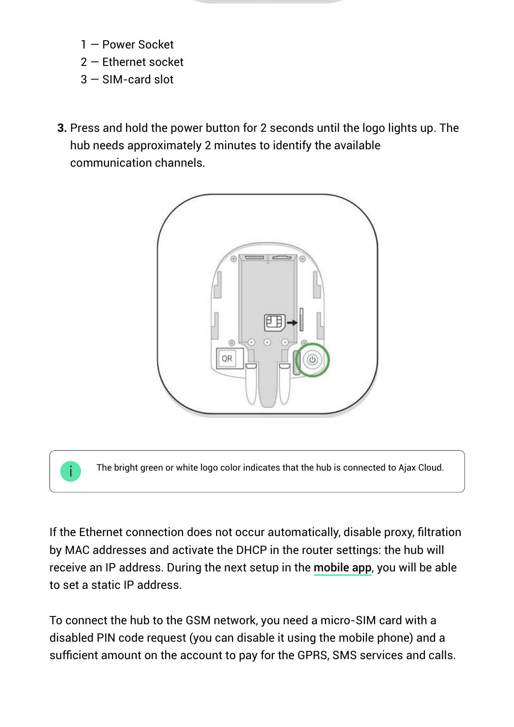1 — Power Socket
2 — Ethernet socket
3 — SIM-card slot

3. Press and hold the power button for 2 seconds until the logo lights up. The hub needs approximately 2 minutes to identify the available communication channels.

> The bright green or white logo color indicates that the hub is connected to Ajax Cloud.

If the Ethernet connection does not occur automatically, disable proxy, filtration by MAC addresses and activate the DHCP in the router settings: the hub will receive an IP address. During the next setup in the mobile app, you will be able to set a static IP address.

To connect the hub to the GSM network, you need a micro-SIM card with a disabled PIN code request (you can disable it using the mobile phone) and a sufficient amount on the account to pay for the GPRS, SMS services and calls.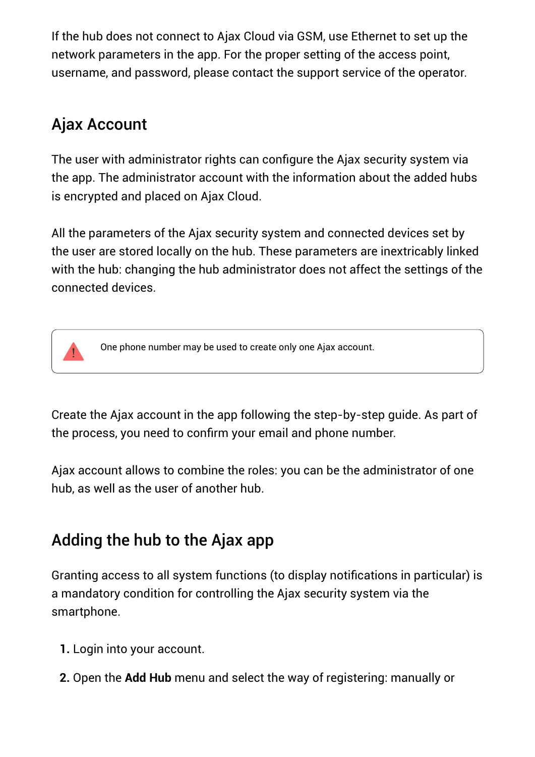If the hub does not connect to Ajax Cloud via GSM, use Ethernet to set up the network parameters in the app. For the proper setting of the access point, username, and password, please contact the support service of the operator.

## Ajax Account

The user with administrator rights can configure the Ajax security system via the app. The administrator account with the information about the added hubs is encrypted and placed on Ajax Cloud.

All the parameters of the Ajax security system and connected devices set by the user are stored locally on the hub. These parameters are inextricably linked with the hub: changing the hub administrator does not affect the settings of the connected devices.

> One phone number may be used to create only one Ajax account.

Create the Ajax account in the app following the step-by-step guide. As part of the process, you need to confirm your email and phone number.

Ajax account allows to combine the roles: you can be the administrator of one hub, as well as the user of another hub.

## Adding the hub to the Ajax app

Granting access to all system functions (to display notifications in particular) is a mandatory condition for controlling the Ajax security system via the smartphone.

1. Login into your account.
2. Open the **Add Hub** menu and select the way of registering: manually or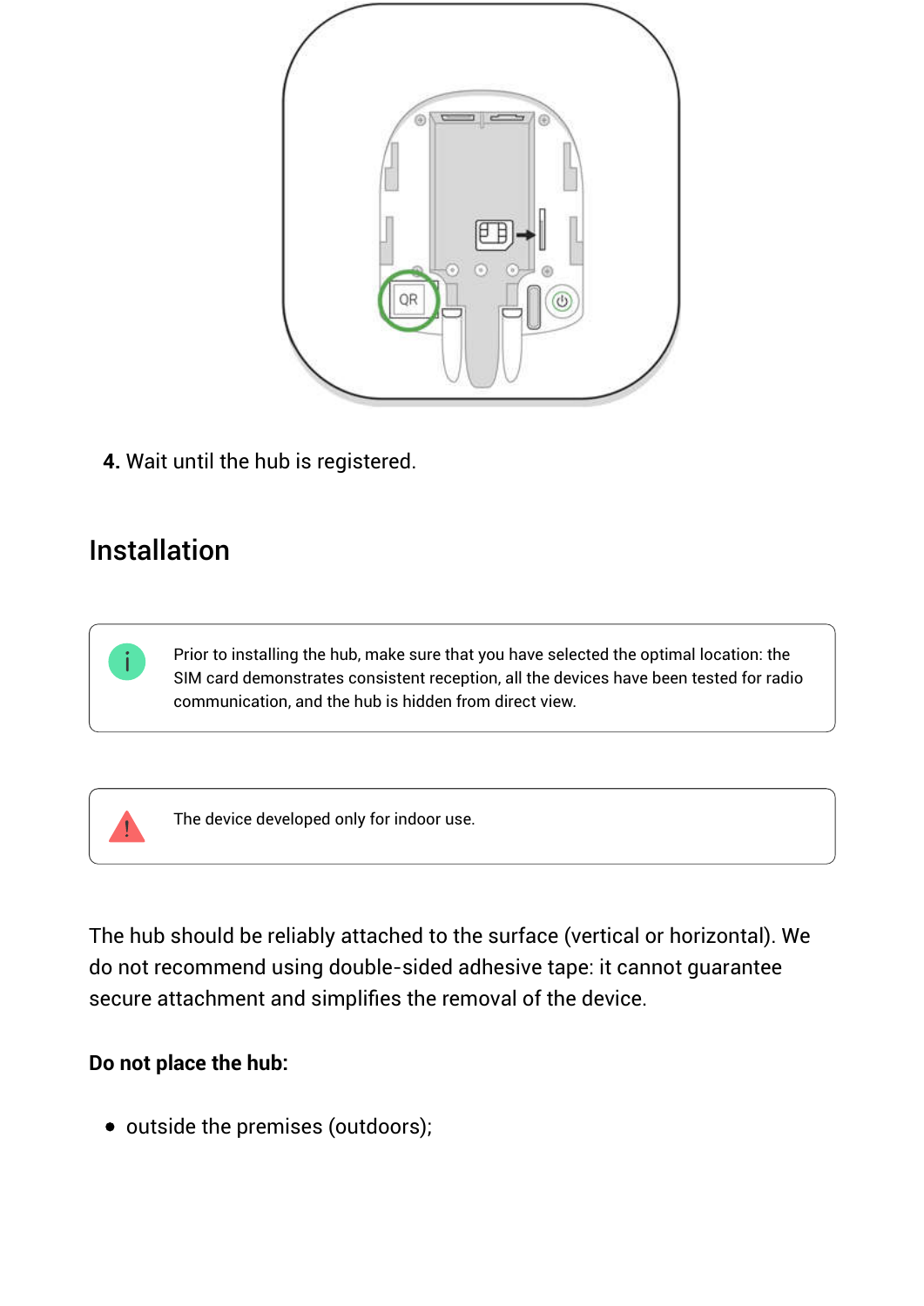4. Wait until the hub is registered.

## Installation

Prior to installing the hub, make sure that you have selected the optimal location: the SIM card demonstrates consistent reception, all the devices have been tested for radio communication, and the hub is hidden from direct view.

The device developed only for indoor use.

The hub should be reliably attached to the surface (vertical or horizontal). We do not recommend using double-sided adhesive tape: it cannot guarantee secure attachment and simplifies the removal of the device.

**Do not place the hub:**

- outside the premises (outdoors);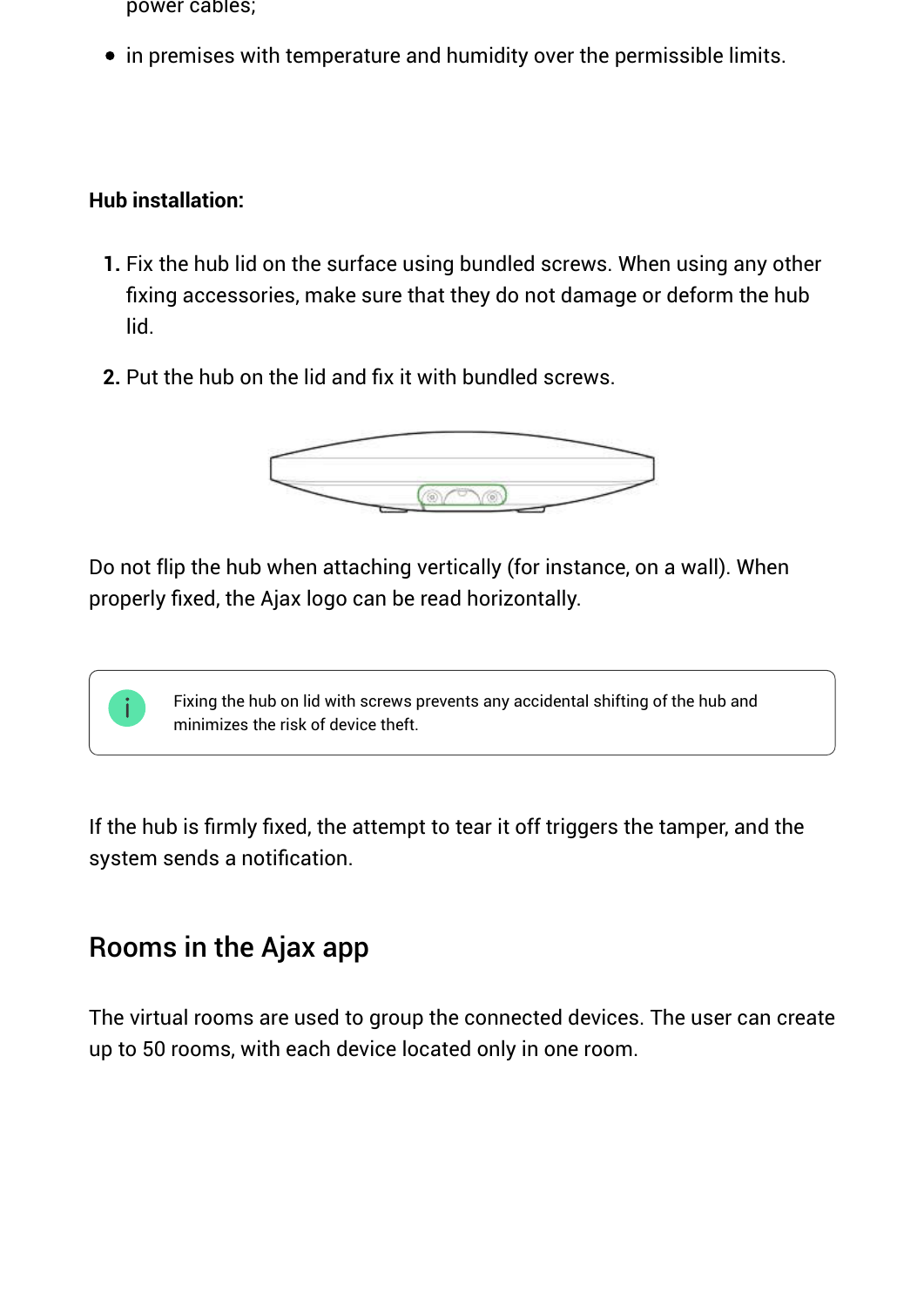power cables;

- in premises with temperature and humidity over the permissible limits.

**Hub installation:**

1. Fix the hub lid on the surface using bundled screws. When using any other fixing accessories, make sure that they do not damage or deform the hub lid.
2. Put the hub on the lid and fix it with bundled screws.

Do not flip the hub when attaching vertically (for instance, on a wall). When properly fixed, the Ajax logo can be read horizontally.

> Fixing the hub on lid with screws prevents any accidental shifting of the hub and minimizes the risk of device theft.

If the hub is firmly fixed, the attempt to tear it off triggers the tamper, and the system sends a notification.

## Rooms in the Ajax app

The virtual rooms are used to group the connected devices. The user can create up to 50 rooms, with each device located only in one room.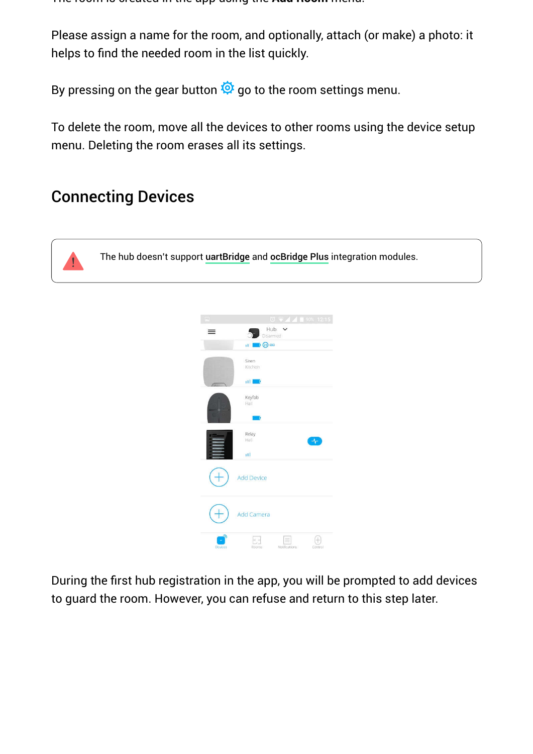Please assign a name for the room, and optionally, attach (or make) a photo: it helps to find the needed room in the list quickly.

By pressing on the gear button ⚙ go to the room settings menu.

To delete the room, move all the devices to other rooms using the device setup menu. Deleting the room erases all its settings.

## Connecting Devices

> The hub doesn't support **uartBridge** and **ocBridge Plus** integration modules.

During the first hub registration in the app, you will be prompted to add devices to guard the room. However, you can refuse and return to this step later.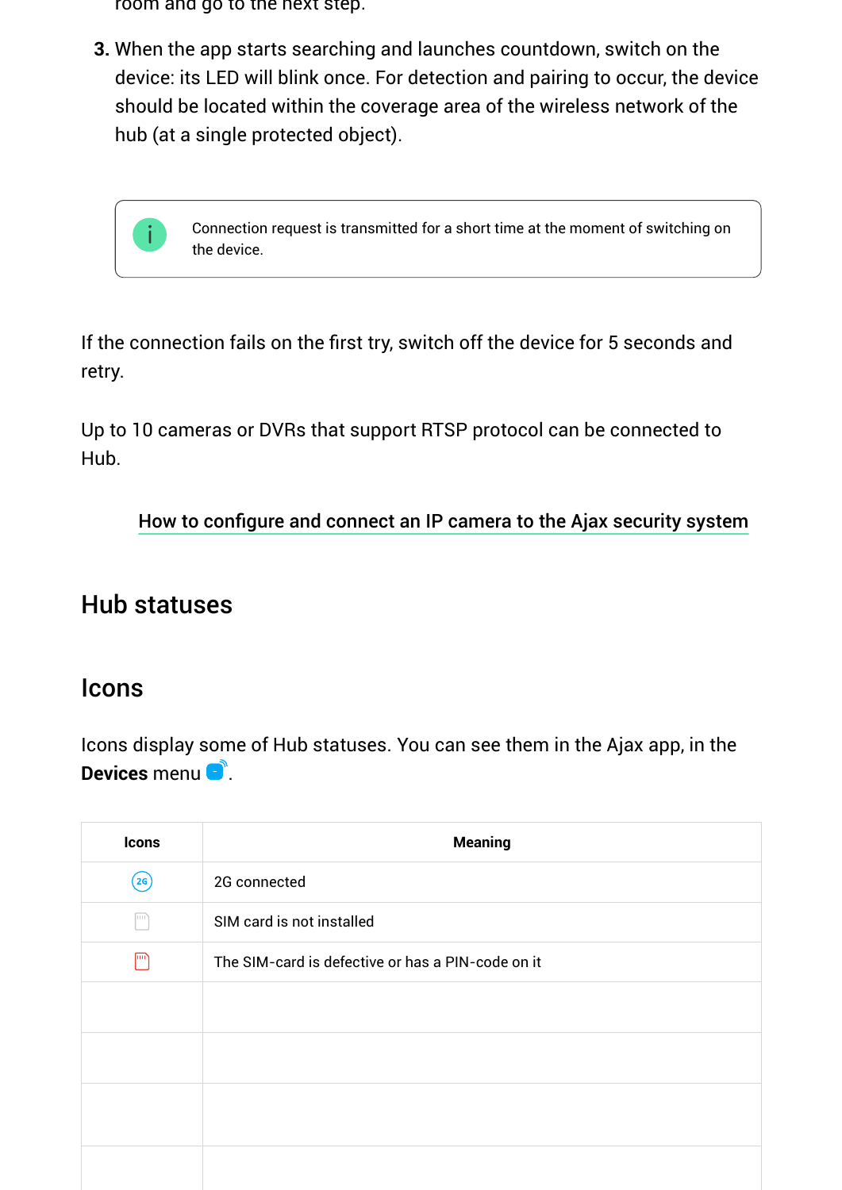room and go to the next step.

3. When the app starts searching and launches countdown, switch on the device: its LED will blink once. For detection and pairing to occur, the device should be located within the coverage area of the wireless network of the hub (at a single protected object).

> Connection request is transmitted for a short time at the moment of switching on the device.

If the connection fails on the first try, switch off the device for 5 seconds and retry.

Up to 10 cameras or DVRs that support RTSP protocol can be connected to Hub.

How to configure and connect an IP camera to the Ajax security system

## Hub statuses

### Icons

Icons display some of Hub statuses. You can see them in the Ajax app, in the **Devices** menu .

| Icons | Meaning |
|---|---|
| 2G | 2G connected |
| | SIM card is not installed |
| | The SIM-card is defective or has a PIN-code on it |
| | |
| | |
| | |
| | |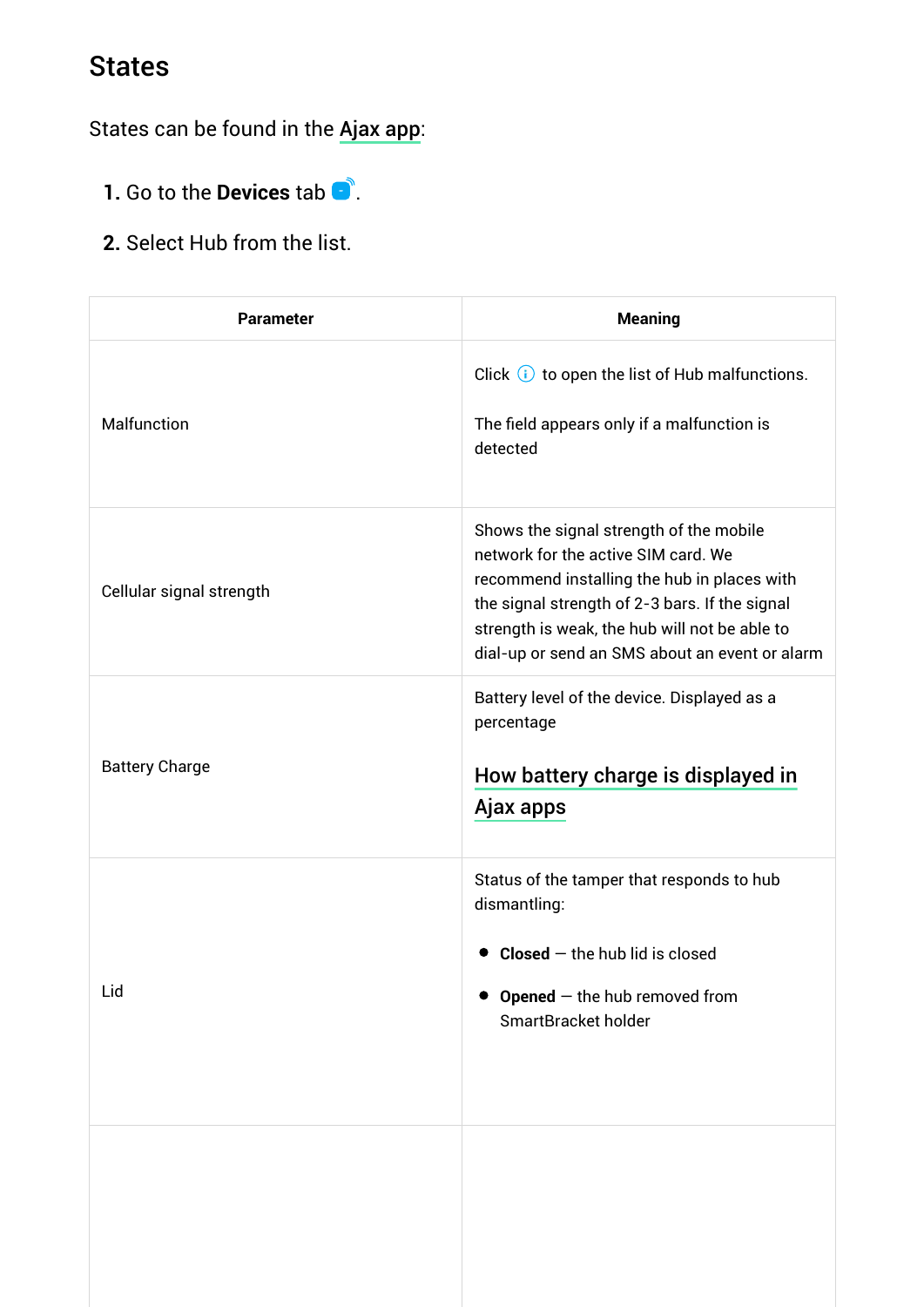## States

States can be found in the Ajax app:

1. Go to the **Devices** tab.
2. Select Hub from the list.

| Parameter | Meaning |
| --- | --- |
| Malfunction | Click ⓘ to open the list of Hub malfunctions.<br><br>The field appears only if a malfunction is detected |
| Cellular signal strength | Shows the signal strength of the mobile network for the active SIM card. We recommend installing the hub in places with the signal strength of 2-3 bars. If the signal strength is weak, the hub will not be able to dial-up or send an SMS about an event or alarm |
| Battery Charge | Battery level of the device. Displayed as a percentage<br><br>How battery charge is displayed in Ajax apps |
| Lid | Status of the tamper that responds to hub dismantling:<br><br>• **Closed** — the hub lid is closed<br>• **Opened** — the hub removed from SmartBracket holder |
| | |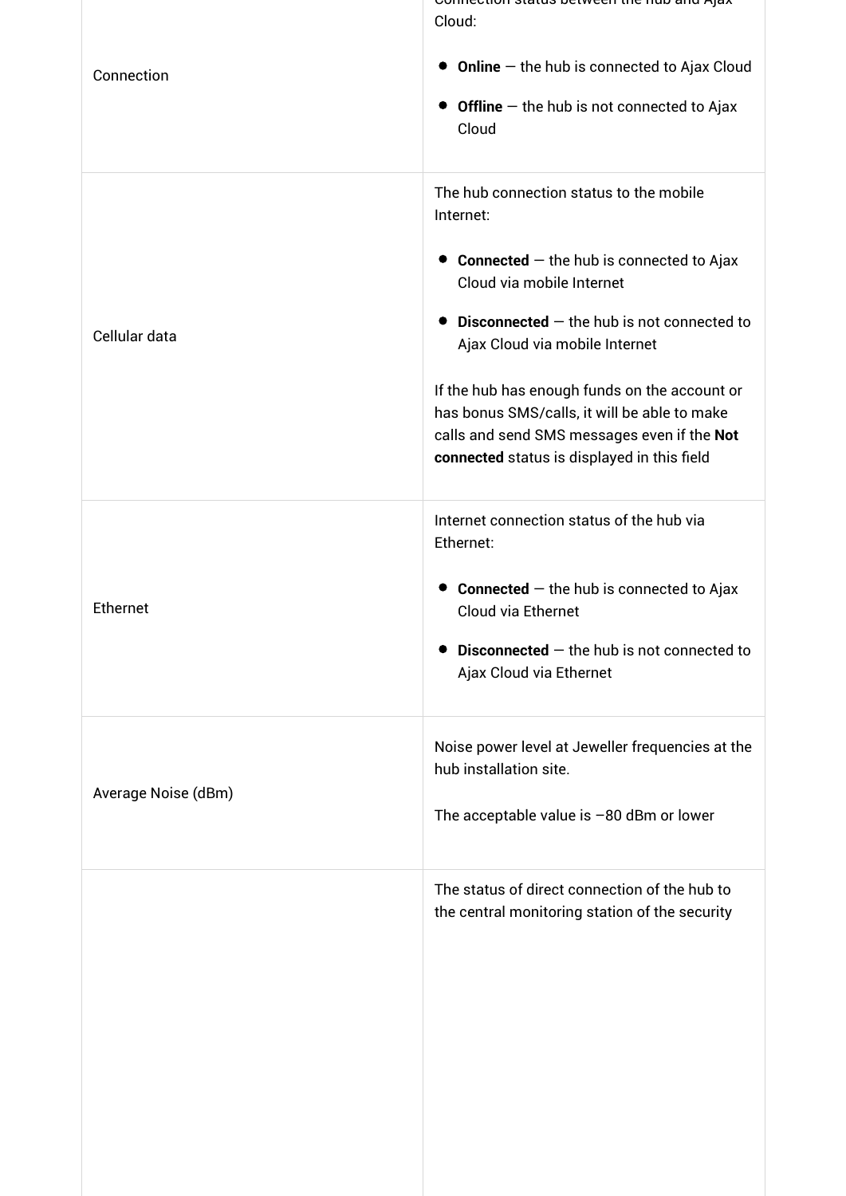| | |
|---|---|
| Connection | Connection status between the hub and Ajax Cloud:<br><br>• **Online** — the hub is connected to Ajax Cloud<br>• **Offline** — the hub is not connected to Ajax Cloud |
| Cellular data | The hub connection status to the mobile Internet:<br><br>• **Connected** — the hub is connected to Ajax Cloud via mobile Internet<br>• **Disconnected** — the hub is not connected to Ajax Cloud via mobile Internet<br><br>If the hub has enough funds on the account or has bonus SMS/calls, it will be able to make calls and send SMS messages even if the **Not connected** status is displayed in this field |
| Ethernet | Internet connection status of the hub via Ethernet:<br><br>• **Connected** — the hub is connected to Ajax Cloud via Ethernet<br>• **Disconnected** — the hub is not connected to Ajax Cloud via Ethernet |
| Average Noise (dBm) | Noise power level at Jeweller frequencies at the hub installation site.<br><br>The acceptable value is –80 dBm or lower |
| | The status of direct connection of the hub to the central monitoring station of the security |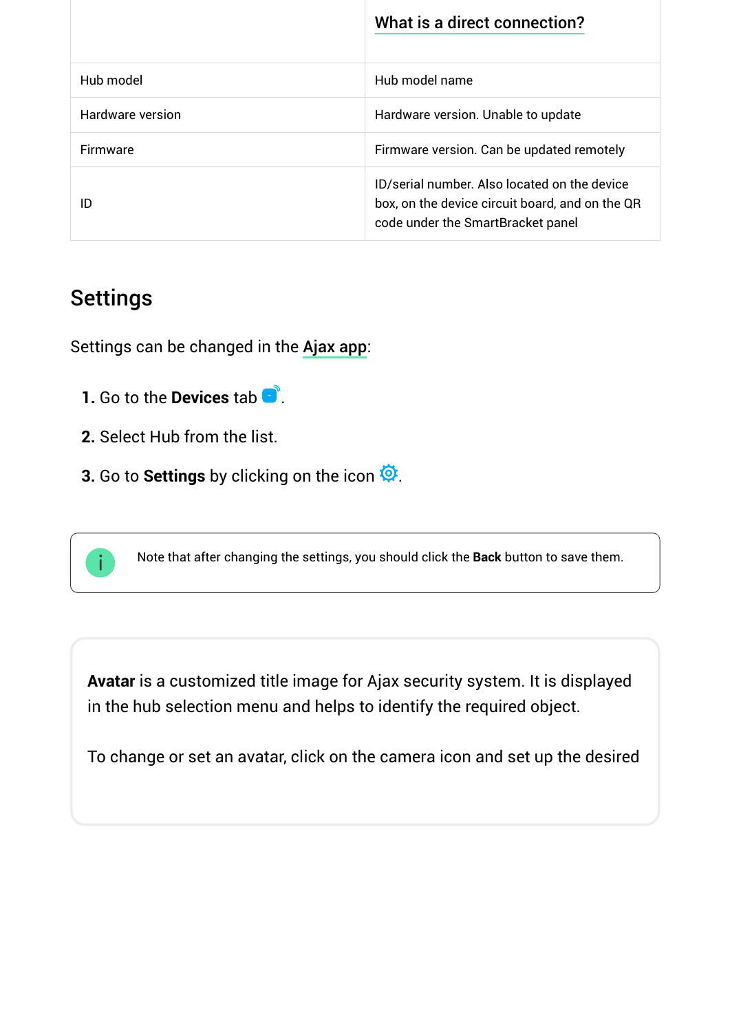| | [What is a direct connection?] |
|---|---|
| Hub model | Hub model name |
| Hardware version | Hardware version. Unable to update |
| Firmware | Firmware version. Can be updated remotely |
| ID | ID/serial number. Also located on the device box, on the device circuit board, and on the QR code under the SmartBracket panel |

## Settings

Settings can be changed in the Ajax app:

1. Go to the **Devices** tab.
2. Select Hub from the list.
3. Go to **Settings** by clicking on the icon.

> Note that after changing the settings, you should click the **Back** button to save them.

**Avatar** is a customized title image for Ajax security system. It is displayed in the hub selection menu and helps to identify the required object.

To change or set an avatar, click on the camera icon and set up the desired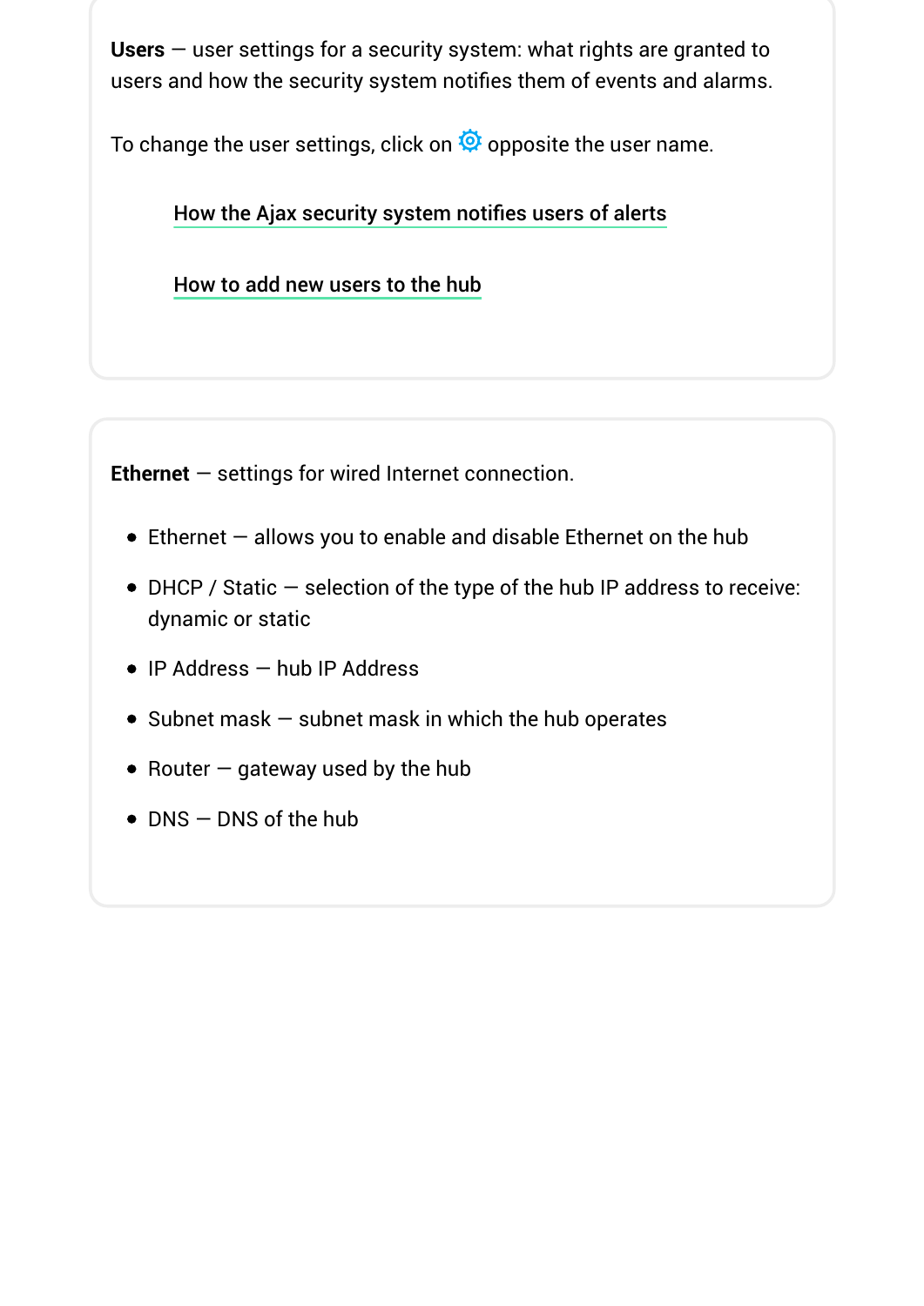**Users** — user settings for a security system: what rights are granted to users and how the security system notifies them of events and alarms.

To change the user settings, click on ⚙ opposite the user name.

How the Ajax security system notifies users of alerts

How to add new users to the hub

**Ethernet** — settings for wired Internet connection.

- Ethernet — allows you to enable and disable Ethernet on the hub
- DHCP / Static — selection of the type of the hub IP address to receive: dynamic or static
- IP Address — hub IP Address
- Subnet mask — subnet mask in which the hub operates
- Router — gateway used by the hub
- DNS — DNS of the hub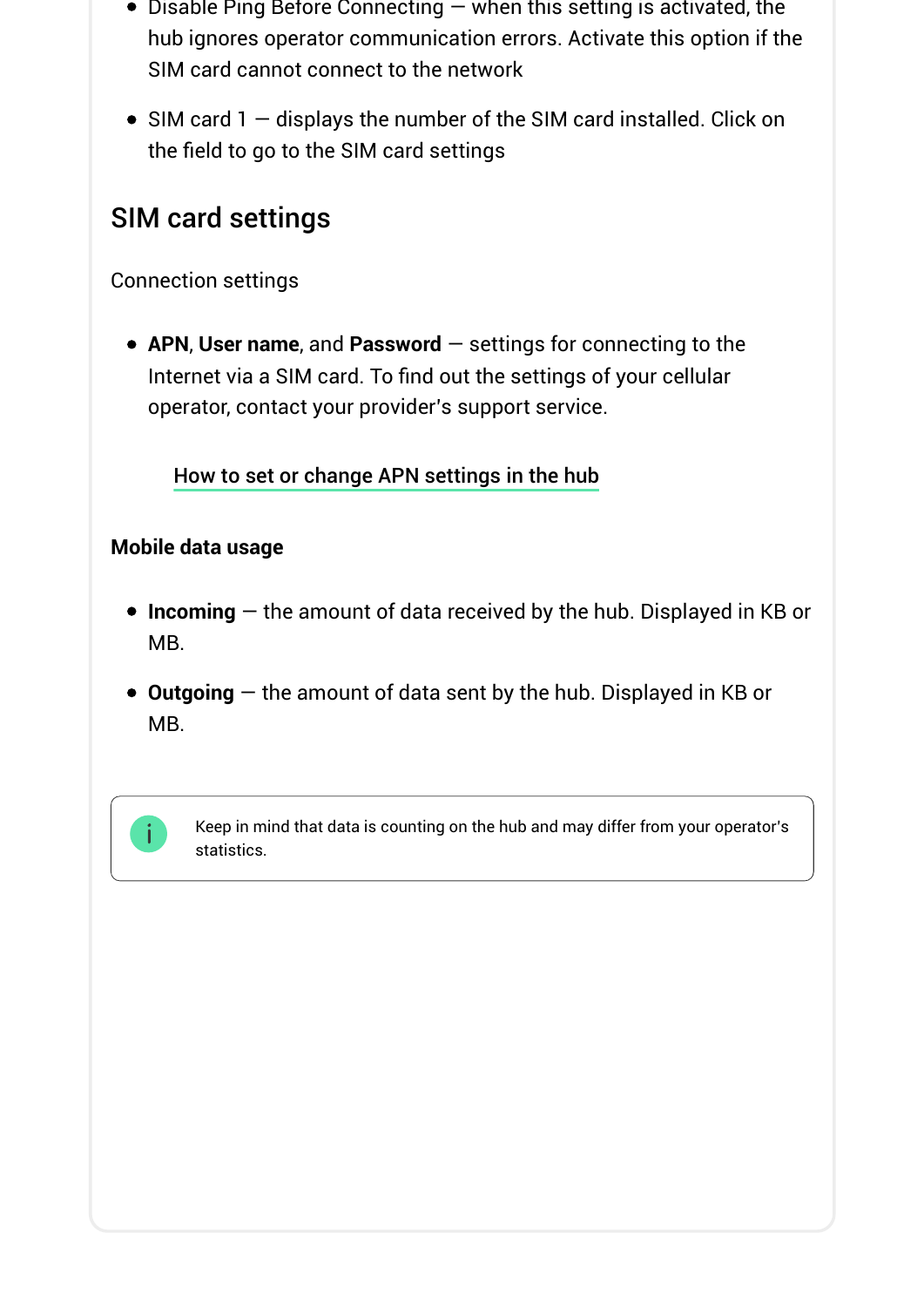- Disable Ping Before Connecting — when this setting is activated, the hub ignores operator communication errors. Activate this option if the SIM card cannot connect to the network
- SIM card 1 — displays the number of the SIM card installed. Click on the field to go to the SIM card settings

## SIM card settings

Connection settings

- **APN**, **User name**, and **Password** — settings for connecting to the Internet via a SIM card. To find out the settings of your cellular operator, contact your provider's support service.

  How to set or change APN settings in the hub

**Mobile data usage**

- **Incoming** — the amount of data received by the hub. Displayed in KB or MB.
- **Outgoing** — the amount of data sent by the hub. Displayed in KB or MB.

> Keep in mind that data is counting on the hub and may differ from your operator's statistics.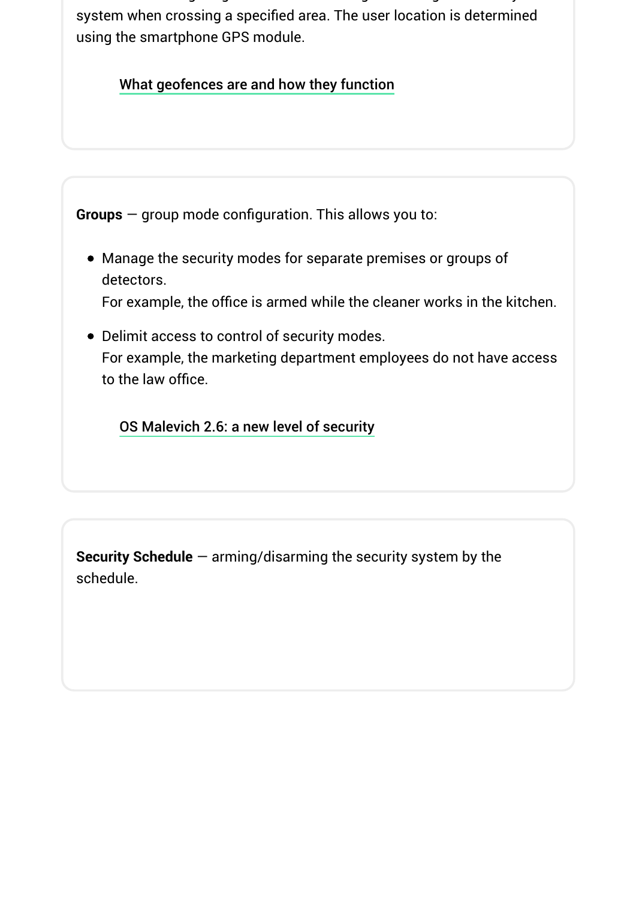system when crossing a specified area. The user location is determined using the smartphone GPS module.

What geofences are and how they function

**Groups** — group mode configuration. This allows you to:

- Manage the security modes for separate premises or groups of detectors.
  For example, the office is armed while the cleaner works in the kitchen.
- Delimit access to control of security modes.
  For example, the marketing department employees do not have access to the law office.

OS Malevich 2.6: a new level of security

**Security Schedule** — arming/disarming the security system by the schedule.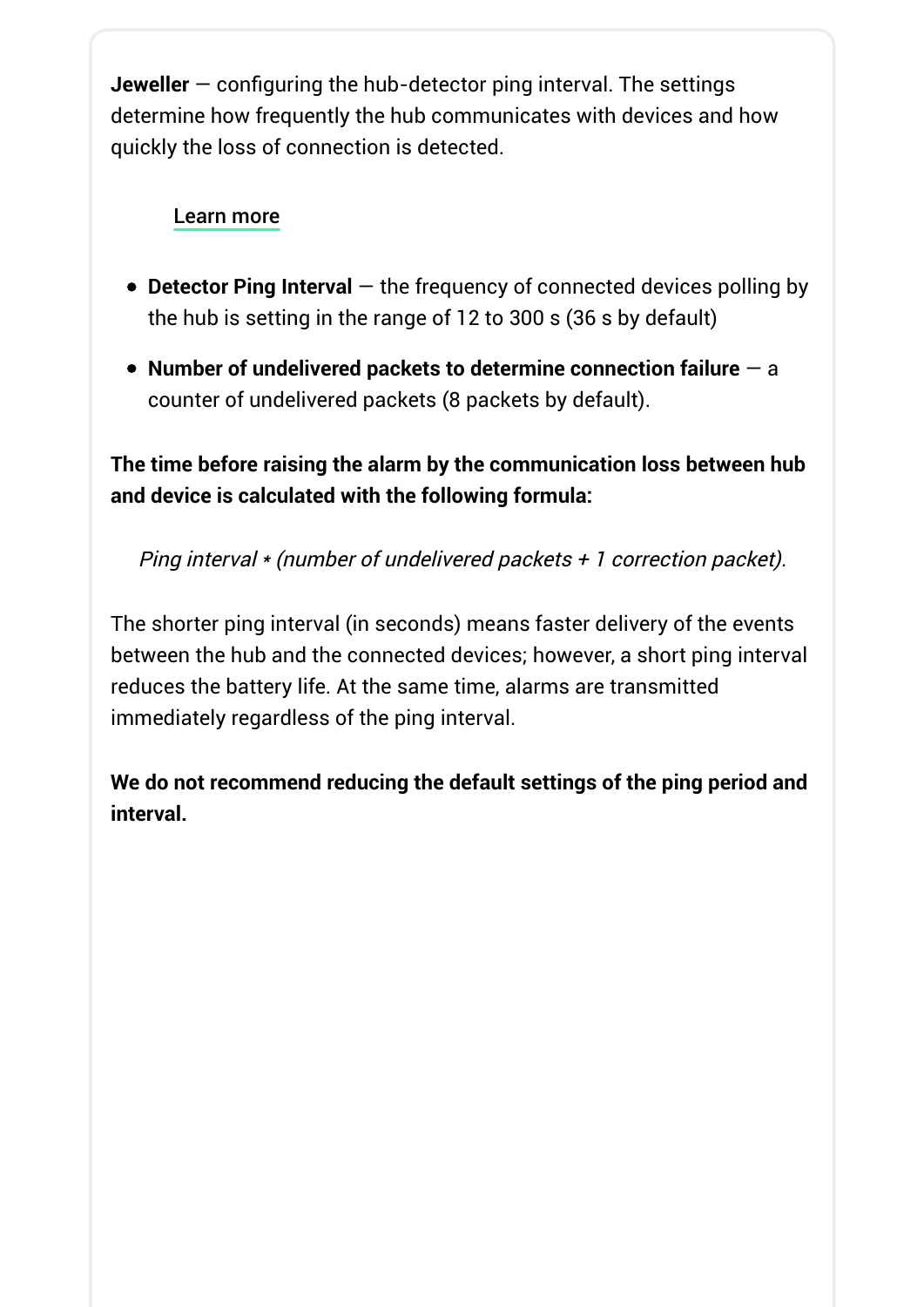**Jeweller** — configuring the hub-detector ping interval. The settings determine how frequently the hub communicates with devices and how quickly the loss of connection is detected.

Learn more

- **Detector Ping Interval** — the frequency of connected devices polling by the hub is setting in the range of 12 to 300 s (36 s by default)
- **Number of undelivered packets to determine connection failure** — a counter of undelivered packets (8 packets by default).

**The time before raising the alarm by the communication loss between hub and device is calculated with the following formula:**

*Ping interval * (number of undelivered packets + 1 correction packet).*

The shorter ping interval (in seconds) means faster delivery of the events between the hub and the connected devices; however, a short ping interval reduces the battery life. At the same time, alarms are transmitted immediately regardless of the ping interval.

**We do not recommend reducing the default settings of the ping period and interval.**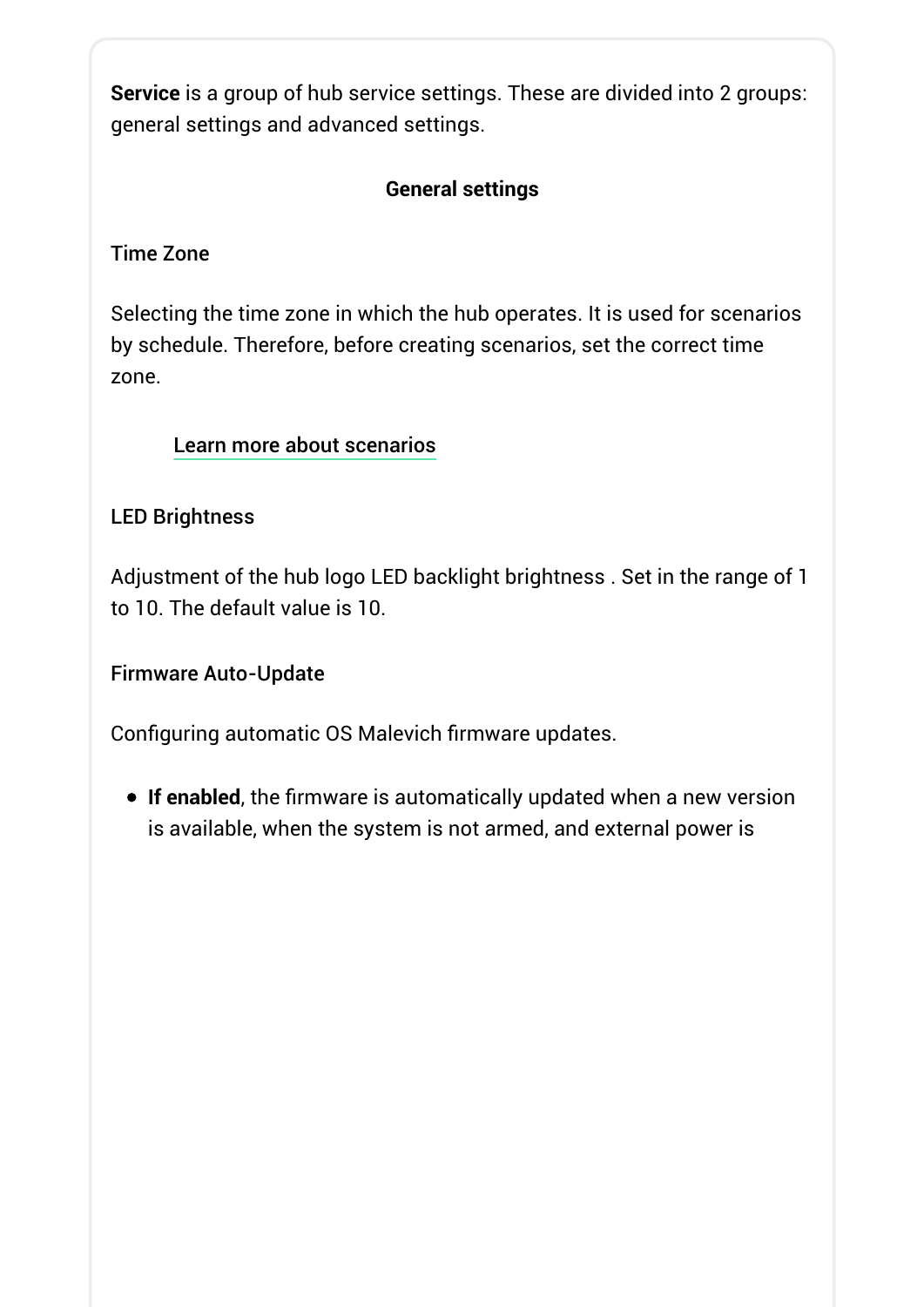**Service** is a group of hub service settings. These are divided into 2 groups: general settings and advanced settings.

### General settings

#### Time Zone

Selecting the time zone in which the hub operates. It is used for scenarios by schedule. Therefore, before creating scenarios, set the correct time zone.

Learn more about scenarios

#### LED Brightness

Adjustment of the hub logo LED backlight brightness . Set in the range of 1 to 10. The default value is 10.

#### Firmware Auto-Update

Configuring automatic OS Malevich firmware updates.

- **If enabled**, the firmware is automatically updated when a new version is available, when the system is not armed, and external power is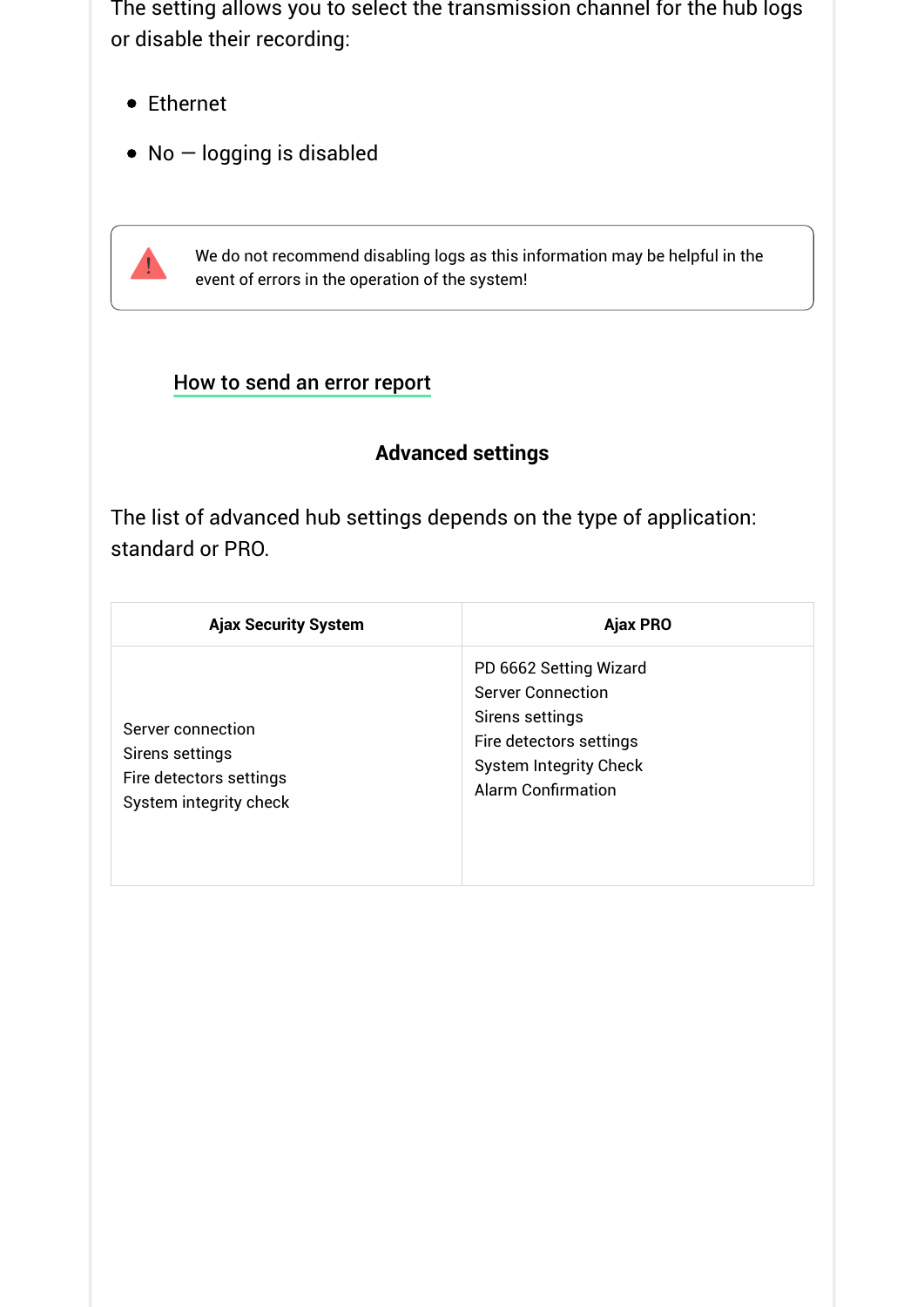The setting allows you to select the transmission channel for the hub logs or disable their recording:

- Ethernet
- No — logging is disabled

> We do not recommend disabling logs as this information may be helpful in the event of errors in the operation of the system!

How to send an error report

### Advanced settings

The list of advanced hub settings depends on the type of application: standard or PRO.

| Ajax Security System | Ajax PRO |
|---|---|
| Server connection<br>Sirens settings<br>Fire detectors settings<br>System integrity check | PD 6662 Setting Wizard<br>Server Connection<br>Sirens settings<br>Fire detectors settings<br>System Integrity Check<br>Alarm Confirmation |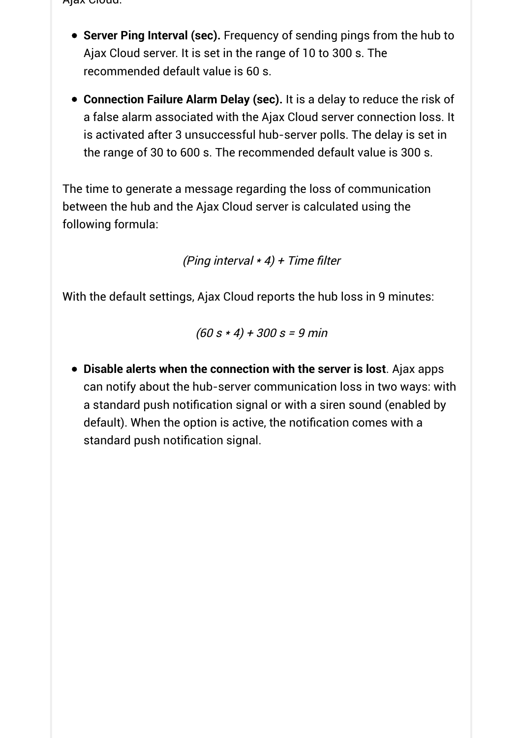- **Server Ping Interval (sec).** Frequency of sending pings from the hub to Ajax Cloud server. It is set in the range of 10 to 300 s. The recommended default value is 60 s.
- **Connection Failure Alarm Delay (sec).** It is a delay to reduce the risk of a false alarm associated with the Ajax Cloud server connection loss. It is activated after 3 unsuccessful hub-server polls. The delay is set in the range of 30 to 600 s. The recommended default value is 300 s.

The time to generate a message regarding the loss of communication between the hub and the Ajax Cloud server is calculated using the following formula:

*(Ping interval * 4) + Time filter*

With the default settings, Ajax Cloud reports the hub loss in 9 minutes:

*(60 s * 4) + 300 s = 9 min*

- **Disable alerts when the connection with the server is lost**. Ajax apps can notify about the hub-server communication loss in two ways: with a standard push notification signal or with a siren sound (enabled by default). When the option is active, the notification comes with a standard push notification signal.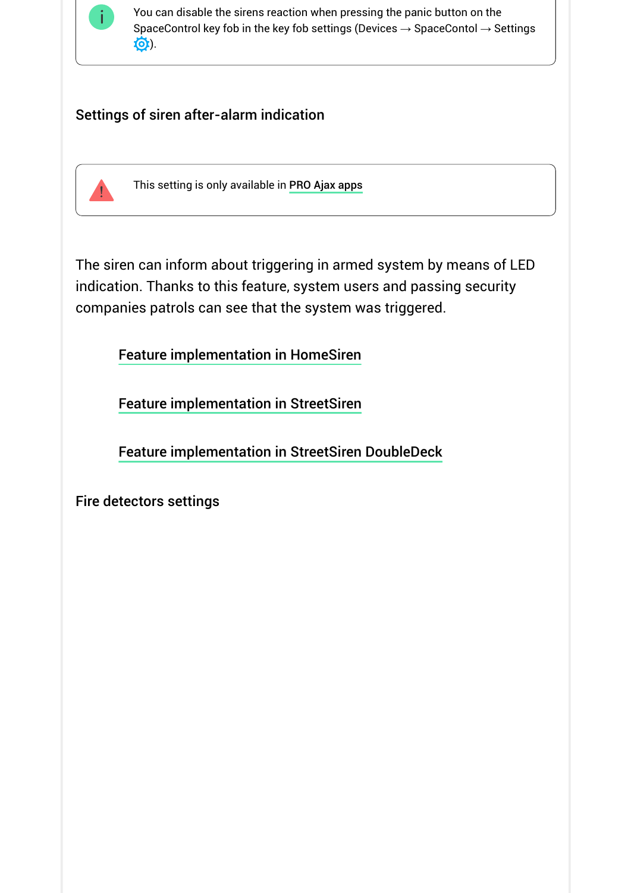> You can disable the sirens reaction when pressing the panic button on the SpaceControl key fob in the key fob settings (Devices → SpaceContol → Settings ⚙).

### Settings of siren after-alarm indication

> This setting is only available in PRO Ajax apps

The siren can inform about triggering in armed system by means of LED indication. Thanks to this feature, system users and passing security companies patrols can see that the system was triggered.

- Feature implementation in HomeSiren
- Feature implementation in StreetSiren
- Feature implementation in StreetSiren DoubleDeck

### Fire detectors settings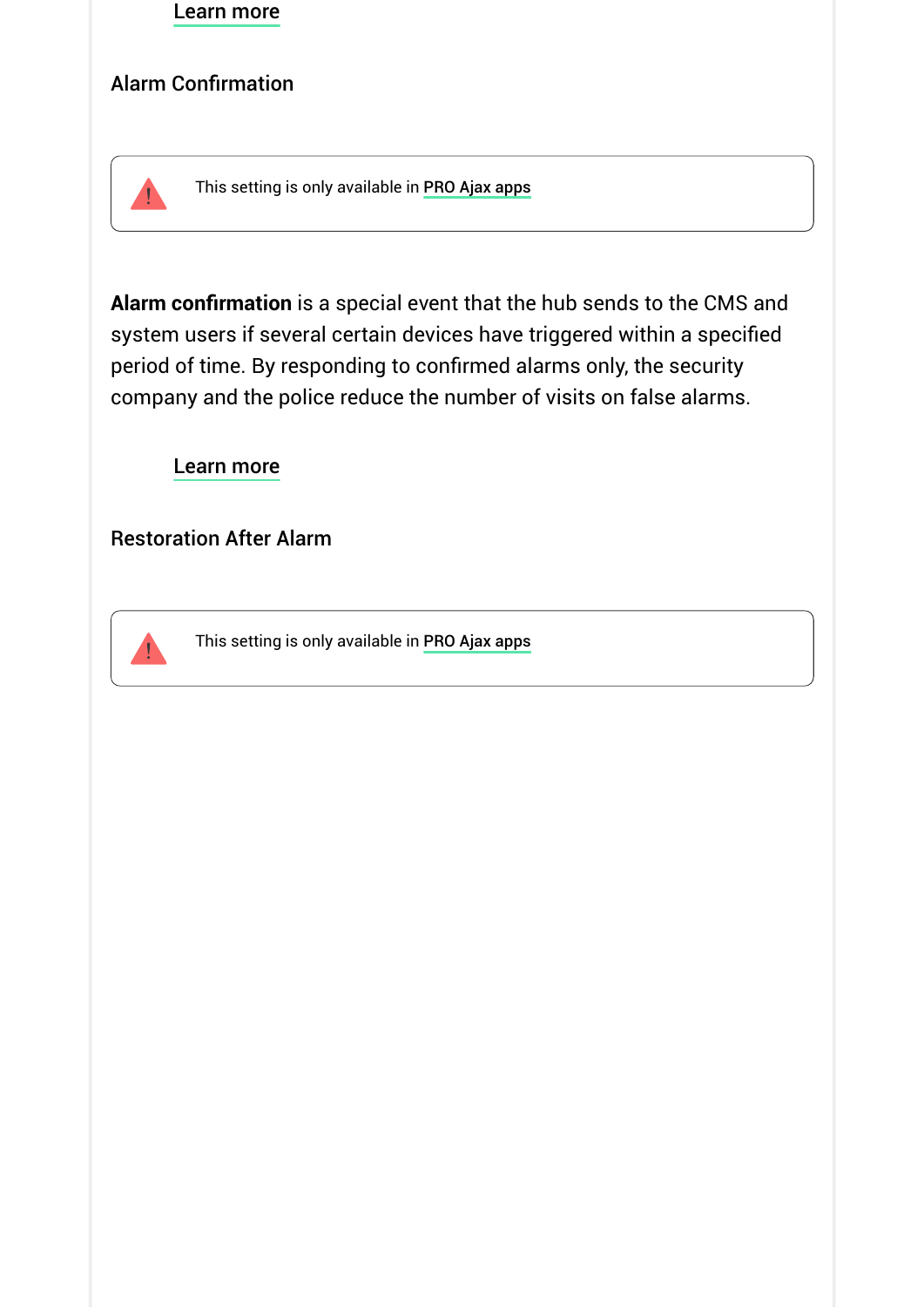Learn more

### Alarm Confirmation

> This setting is only available in PRO Ajax apps

**Alarm confirmation** is a special event that the hub sends to the CMS and system users if several certain devices have triggered within a specified period of time. By responding to confirmed alarms only, the security company and the police reduce the number of visits on false alarms.

Learn more

### Restoration After Alarm

> This setting is only available in PRO Ajax apps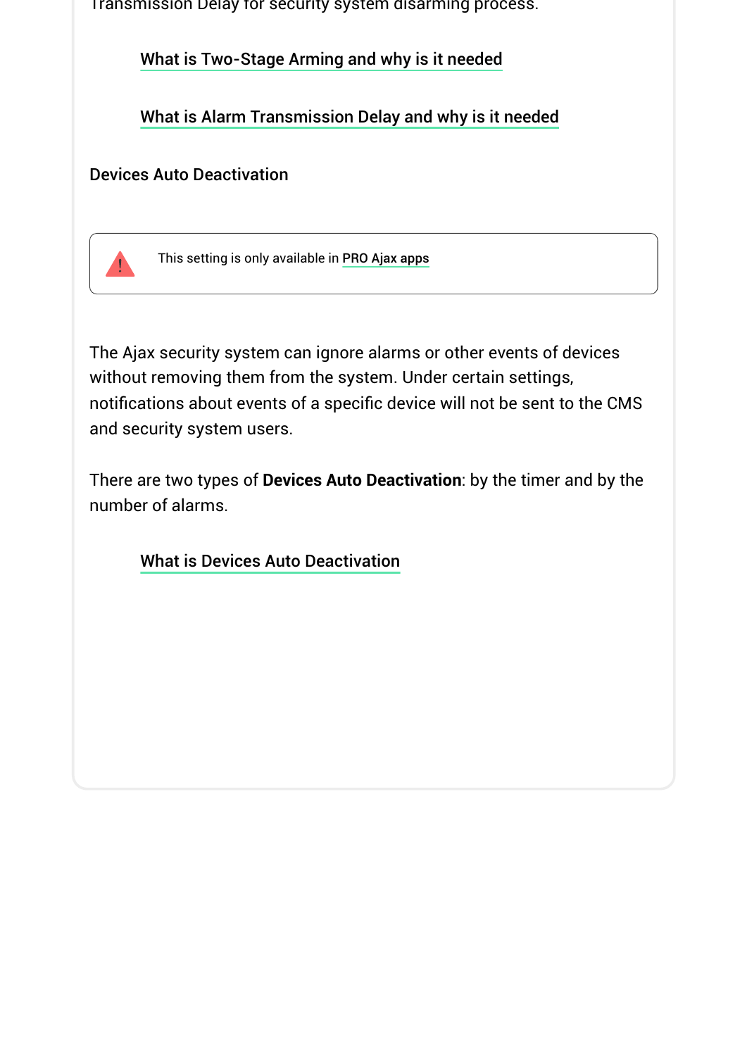Transmission Delay for security system disarming process.

What is Two-Stage Arming and why is it needed

What is Alarm Transmission Delay and why is it needed

Devices Auto Deactivation

> This setting is only available in PRO Ajax apps

The Ajax security system can ignore alarms or other events of devices without removing them from the system. Under certain settings, notifications about events of a specific device will not be sent to the CMS and security system users.

There are two types of **Devices Auto Deactivation**: by the timer and by the number of alarms.

What is Devices Auto Deactivation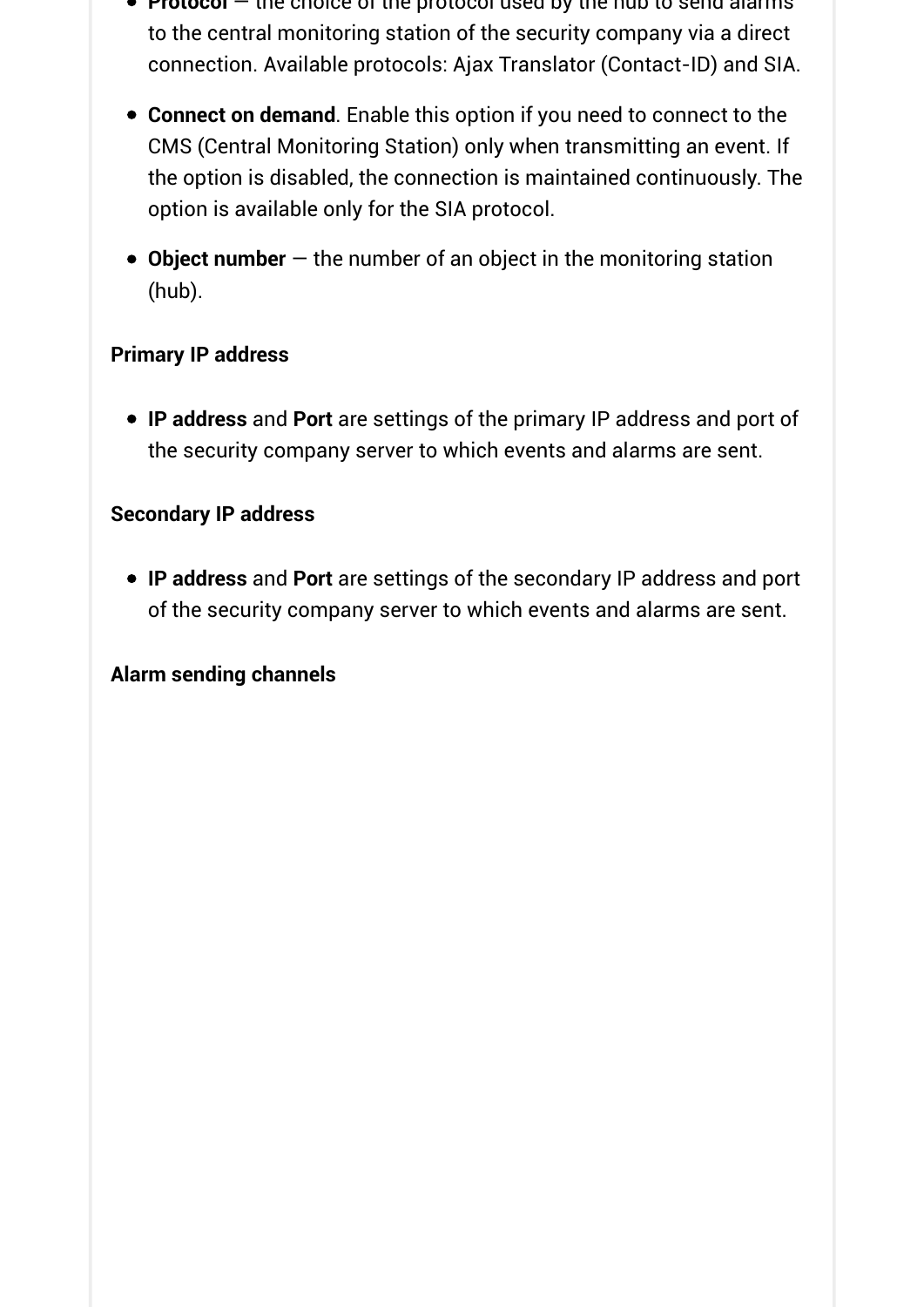- **Protocol** — the choice of the protocol used by the hub to send alarms to the central monitoring station of the security company via a direct connection. Available protocols: Ajax Translator (Contact-ID) and SIA.
- **Connect on demand**. Enable this option if you need to connect to the CMS (Central Monitoring Station) only when transmitting an event. If the option is disabled, the connection is maintained continuously. The option is available only for the SIA protocol.
- **Object number** — the number of an object in the monitoring station (hub).

**Primary IP address**

- **IP address** and **Port** are settings of the primary IP address and port of the security company server to which events and alarms are sent.

**Secondary IP address**

- **IP address** and **Port** are settings of the secondary IP address and port of the security company server to which events and alarms are sent.

**Alarm sending channels**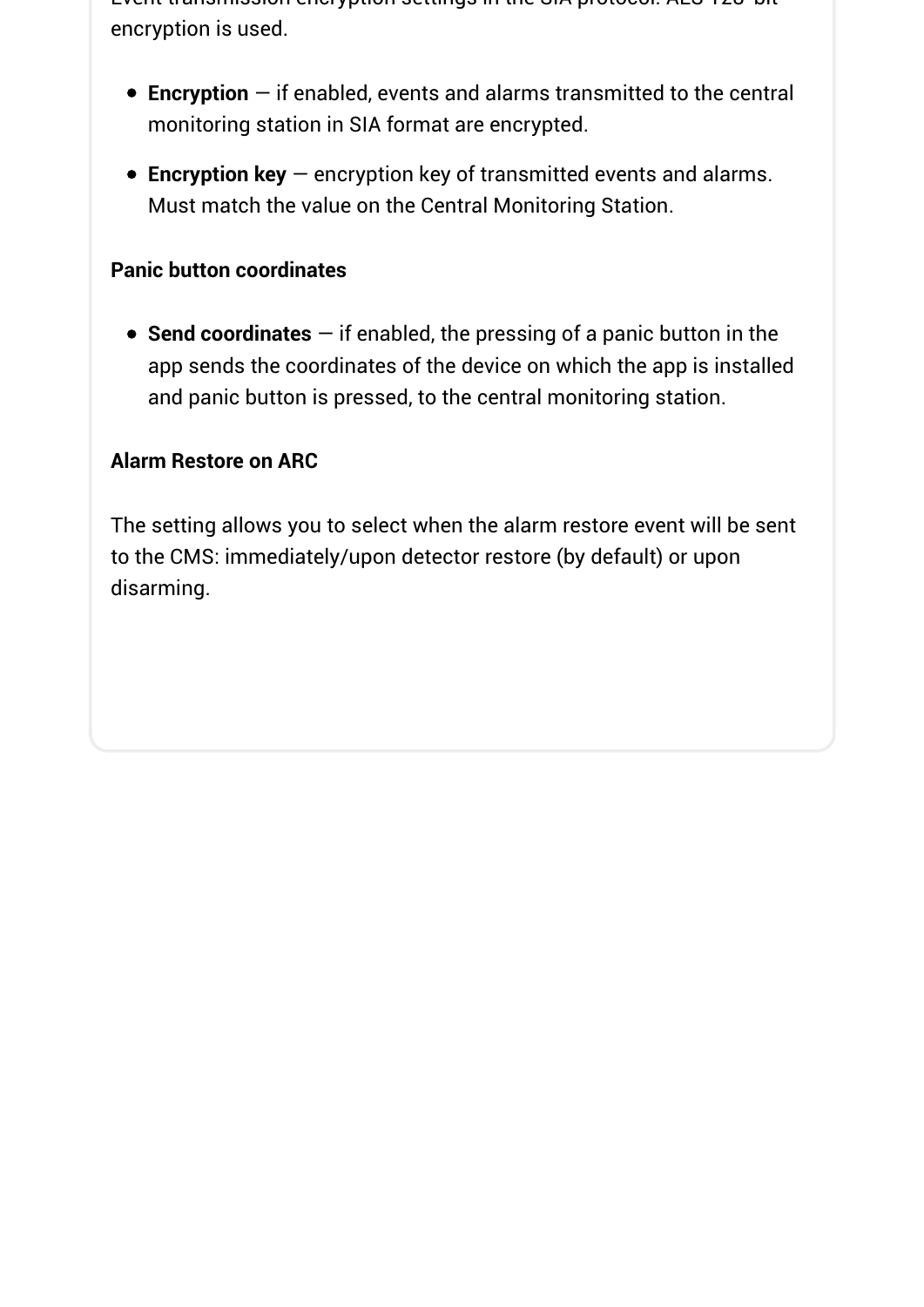Event transmission encryption settings in the SIA protocol. AES 128-bit encryption is used.

- **Encryption** — if enabled, events and alarms transmitted to the central monitoring station in SIA format are encrypted.
- **Encryption key** — encryption key of transmitted events and alarms. Must match the value on the Central Monitoring Station.

**Panic button coordinates**

- **Send coordinates** — if enabled, the pressing of a panic button in the app sends the coordinates of the device on which the app is installed and panic button is pressed, to the central monitoring station.

**Alarm Restore on ARC**

The setting allows you to select when the alarm restore event will be sent to the CMS: immediately/upon detector restore (by default) or upon disarming.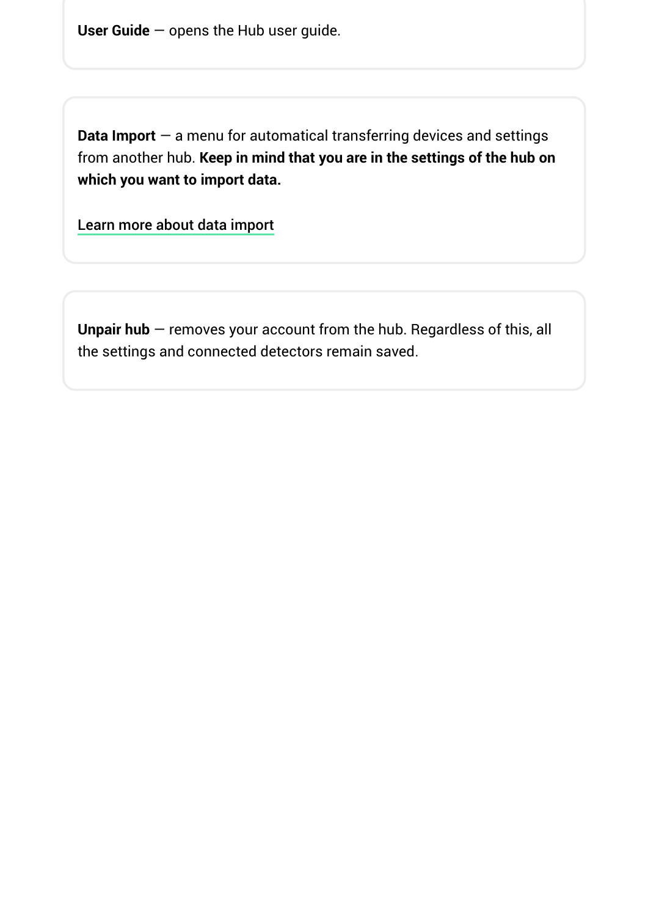**User Guide** — opens the Hub user guide.

**Data Import** — a menu for automatical transferring devices and settings from another hub. **Keep in mind that you are in the settings of the hub on which you want to import data.**

Learn more about data import

**Unpair hub** — removes your account from the hub. Regardless of this, all the settings and connected detectors remain saved.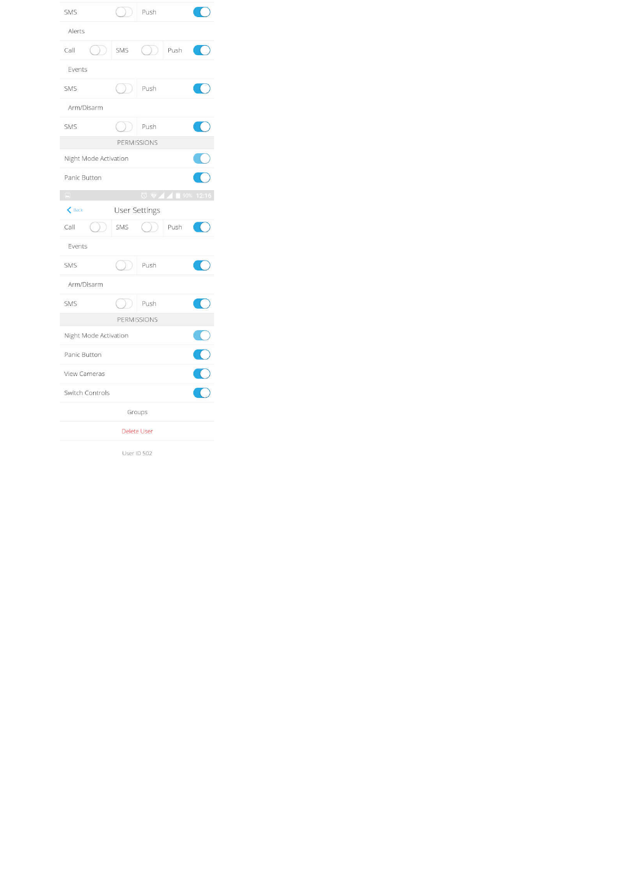SMS Push

Alerts

Call SMS Push

Events

SMS Push

Arm/Disarm

SMS Push

PERMISSIONS

Night Mode Activation

Panic Button

Back

User Settings

Call SMS Push

Events

SMS Push

Arm/Disarm

SMS Push

PERMISSIONS

Night Mode Activation

Panic Button

View Cameras

Switch Controls

Groups

Delete User

User ID 502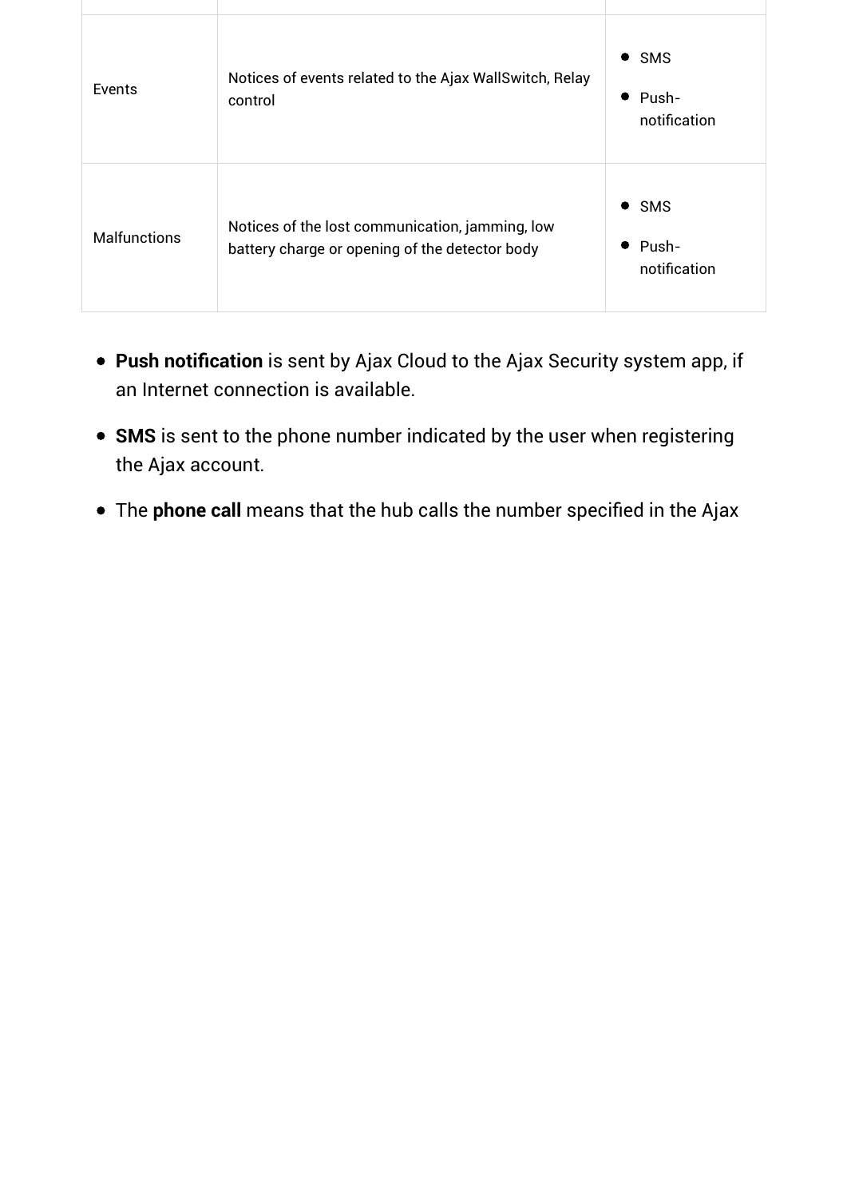| | | |
|---|---|---|
| Events | Notices of events related to the Ajax WallSwitch, Relay control | • SMS<br>• Push-notification |
| Malfunctions | Notices of the lost communication, jamming, low battery charge or opening of the detector body | • SMS<br>• Push-notification |

- **Push notification** is sent by Ajax Cloud to the Ajax Security system app, if an Internet connection is available.
- **SMS** is sent to the phone number indicated by the user when registering the Ajax account.
- The **phone call** means that the hub calls the number specified in the Ajax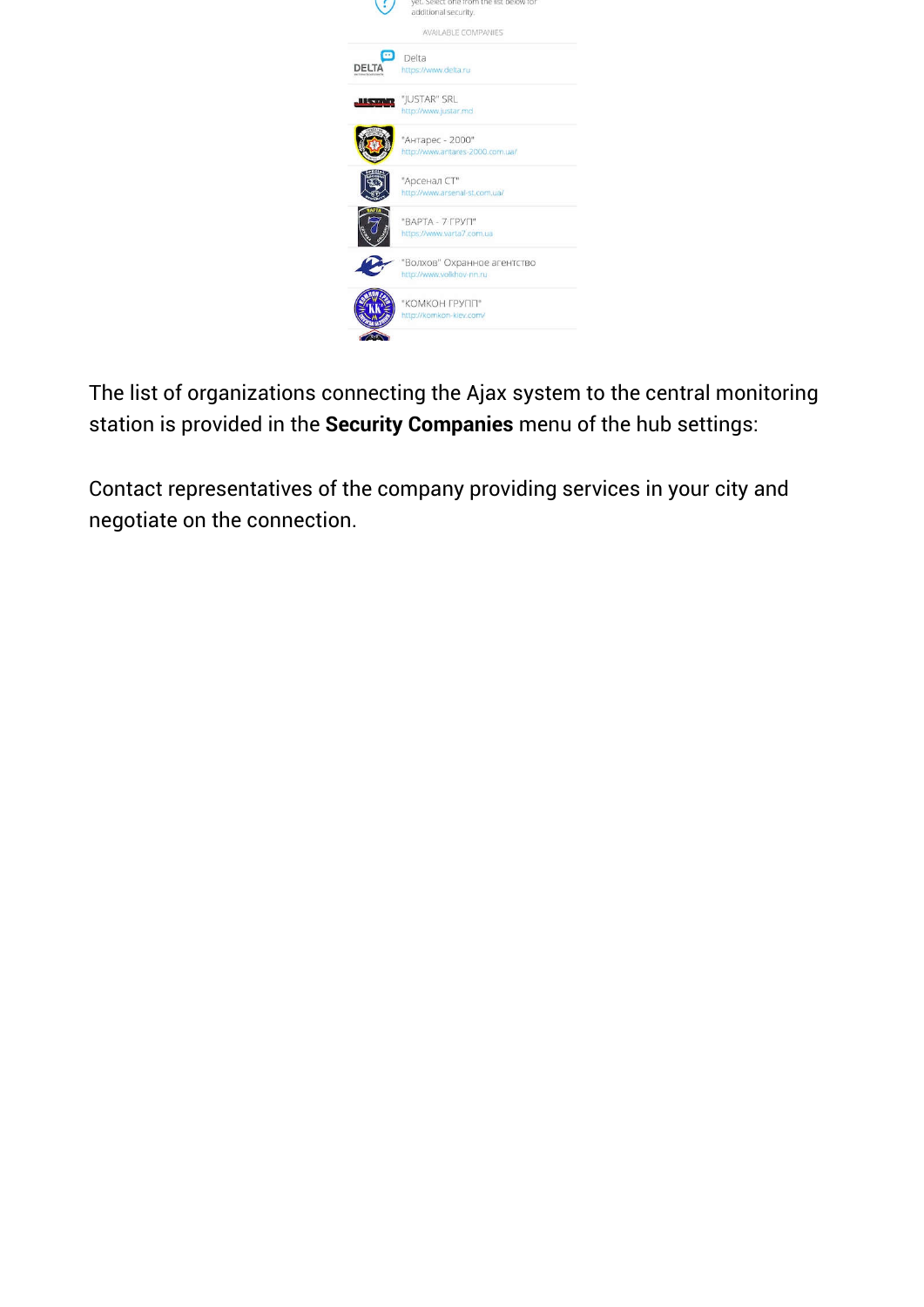The list of organizations connecting the Ajax system to the central monitoring station is provided in the **Security Companies** menu of the hub settings:

Contact representatives of the company providing services in your city and negotiate on the connection.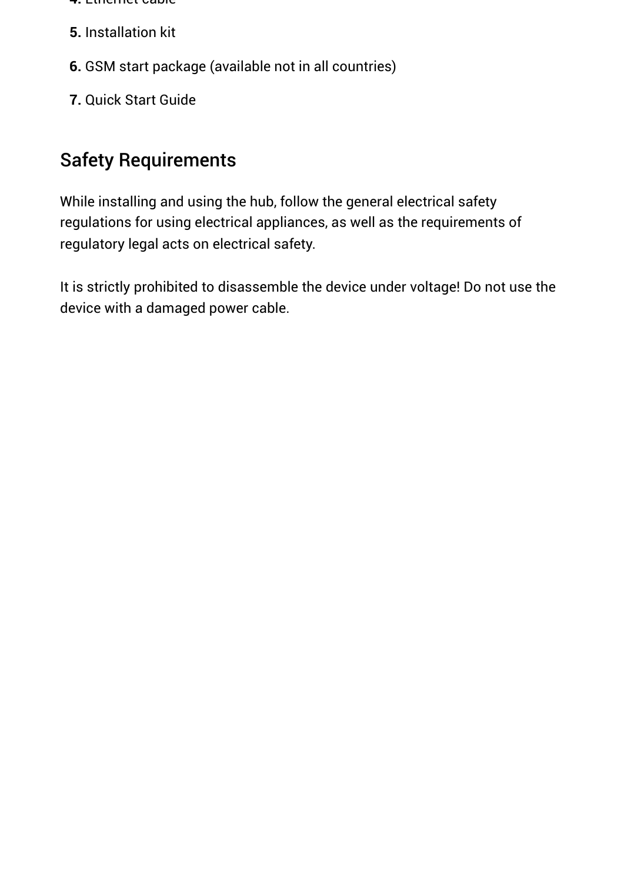4. Ethernet cable
5. Installation kit
6. GSM start package (available not in all countries)
7. Quick Start Guide

## Safety Requirements

While installing and using the hub, follow the general electrical safety regulations for using electrical appliances, as well as the requirements of regulatory legal acts on electrical safety.

It is strictly prohibited to disassemble the device under voltage! Do not use the device with a damaged power cable.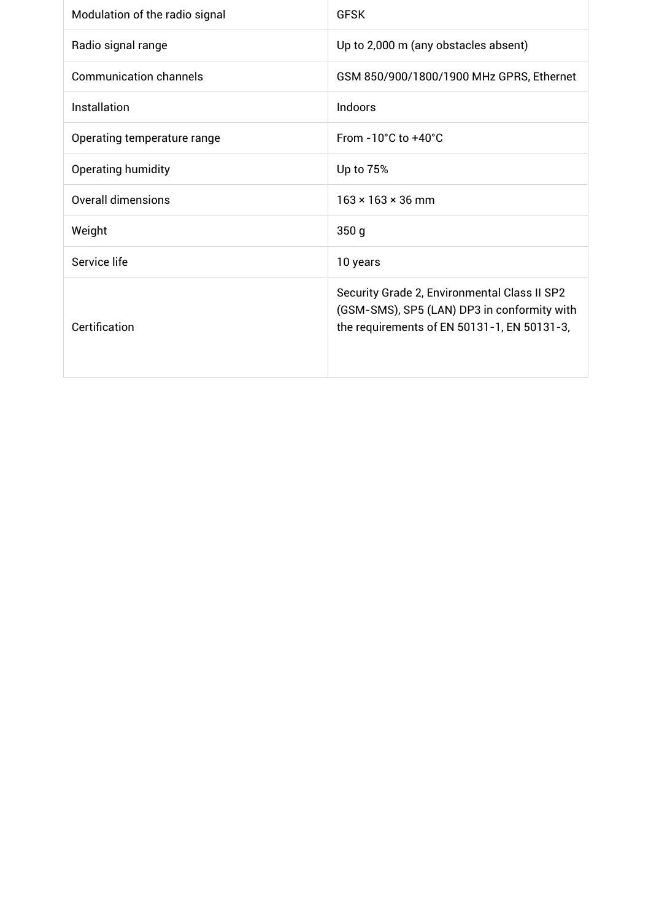| | |
|---|---|
| Modulation of the radio signal | GFSK |
| Radio signal range | Up to 2,000 m (any obstacles absent) |
| Communication channels | GSM 850/900/1800/1900 MHz GPRS, Ethernet |
| Installation | Indoors |
| Operating temperature range | From -10°C to +40°C |
| Operating humidity | Up to 75% |
| Overall dimensions | 163 × 163 × 36 mm |
| Weight | 350 g |
| Service life | 10 years |
| Certification | Security Grade 2, Environmental Class II SP2 (GSM-SMS), SP5 (LAN) DP3 in conformity with the requirements of EN 50131-1, EN 50131-3, |